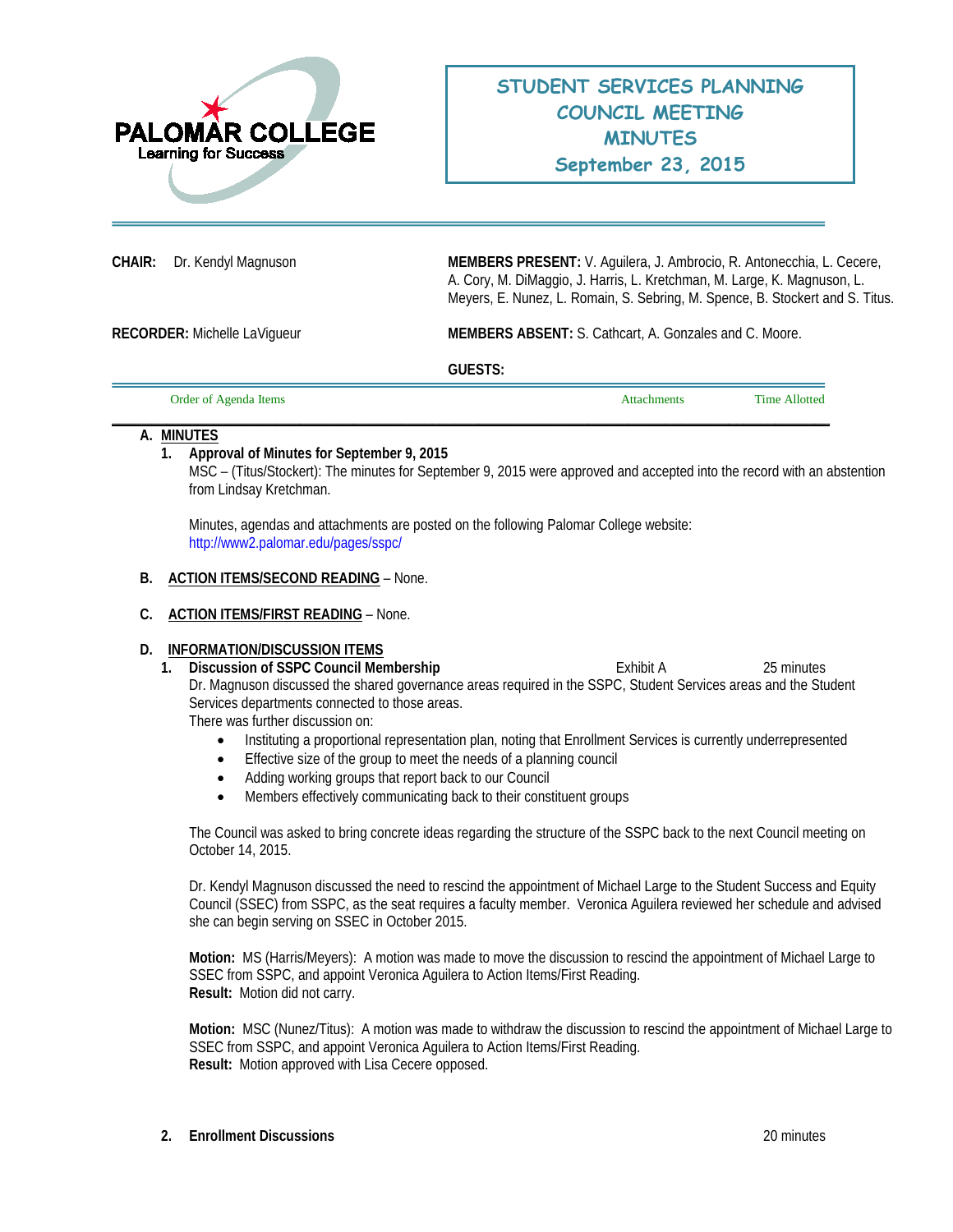PALOMAR COLLEGE
Learning for Success

# STUDENT SERVICES PLANNING COUNCIL MEETING MINUTES
## September 23, 2015

**CHAIR:** Dr. Kendyl Magnuson

**MEMBERS PRESENT:** V. Aguilera, J. Ambrocio, R. Antonecchia, L. Cecere, A. Cory, M. DiMaggio, J. Harris, L. Kretchman, M. Large, K. Magnuson, L. Meyers, E. Nunez, L. Romain, S. Sebring, M. Spence, B. Stockert and S. Titus.

**RECORDER:** Michelle LaVigueur

**MEMBERS ABSENT:** S. Cathcart, A. Gonzales and C. Moore.

**GUESTS:**

| Order of Agenda Items | Attachments | Time Allotted |
|---|---|---|

**A. MINUTES**

1. **Approval of Minutes for September 9, 2015**
   MSC – (Titus/Stockert): The minutes for September 9, 2015 were approved and accepted into the record with an abstention from Lindsay Kretchman.

   Minutes, agendas and attachments are posted on the following Palomar College website: http://www2.palomar.edu/pages/sspc/

**B. ACTION ITEMS/SECOND READING** – None.

**C. ACTION ITEMS/FIRST READING** – None.

**D. INFORMATION/DISCUSSION ITEMS**

1. **Discussion of SSPC Council Membership** — Exhibit A — 25 minutes
   Dr. Magnuson discussed the shared governance areas required in the SSPC, Student Services areas and the Student Services departments connected to those areas.
   There was further discussion on:
   - Instituting a proportional representation plan, noting that Enrollment Services is currently underrepresented
   - Effective size of the group to meet the needs of a planning council
   - Adding working groups that report back to our Council
   - Members effectively communicating back to their constituent groups

   The Council was asked to bring concrete ideas regarding the structure of the SSPC back to the next Council meeting on October 14, 2015.

   Dr. Kendyl Magnuson discussed the need to rescind the appointment of Michael Large to the Student Success and Equity Council (SSEC) from SSPC, as the seat requires a faculty member. Veronica Aguilera reviewed her schedule and advised she can begin serving on SSEC in October 2015.

   **Motion:** MS (Harris/Meyers): A motion was made to move the discussion to rescind the appointment of Michael Large to SSEC from SSPC, and appoint Veronica Aguilera to Action Items/First Reading.
   **Result:** Motion did not carry.

   **Motion:** MSC (Nunez/Titus): A motion was made to withdraw the discussion to rescind the appointment of Michael Large to SSEC from SSPC, and appoint Veronica Aguilera to Action Items/First Reading.
   **Result:** Motion approved with Lisa Cecere opposed.

2. **Enrollment Discussions** — 20 minutes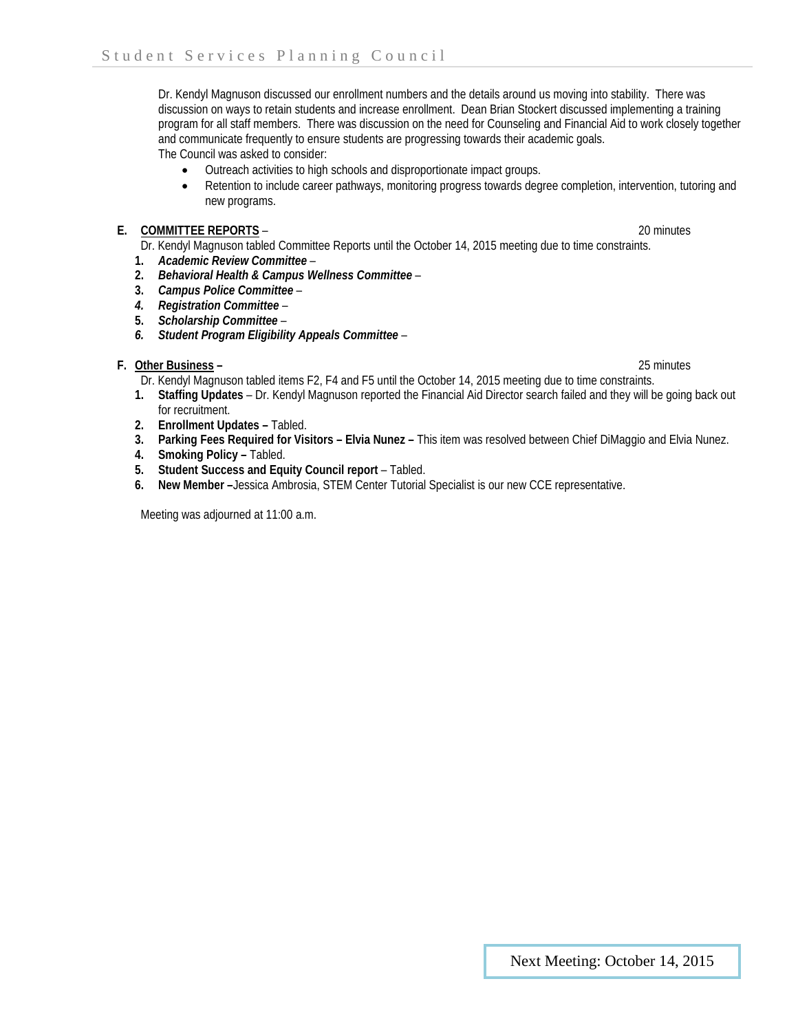Dr. Kendyl Magnuson discussed our enrollment numbers and the details around us moving into stability. There was discussion on ways to retain students and increase enrollment. Dean Brian Stockert discussed implementing a training program for all staff members. There was discussion on the need for Counseling and Financial Aid to work closely together and communicate frequently to ensure students are progressing towards their academic goals.

The Council was asked to consider:

- Outreach activities to high schools and disproportionate impact groups.
- Retention to include career pathways, monitoring progress towards degree completion, intervention, tutoring and new programs.

**E. <u>COMMITTEE REPORTS</u>** – 20 minutes

Dr. Kendyl Magnuson tabled Committee Reports until the October 14, 2015 meeting due to time constraints.

1. ***Academic Review Committee*** –
2. ***Behavioral Health & Campus Wellness Committee*** –
3. ***Campus Police Committee*** –
4. ***Registration Committee*** –
5. ***Scholarship Committee*** –
6. ***Student Program Eligibility Appeals Committee*** –

**F. <u>Other Business</u> –** 25 minutes

Dr. Kendyl Magnuson tabled items F2, F4 and F5 until the October 14, 2015 meeting due to time constraints.

1. **Staffing Updates** – Dr. Kendyl Magnuson reported the Financial Aid Director search failed and they will be going back out for recruitment.
2. **Enrollment Updates –** Tabled.
3. **Parking Fees Required for Visitors – Elvia Nunez –** This item was resolved between Chief DiMaggio and Elvia Nunez.
4. **Smoking Policy –** Tabled.
5. **Student Success and Equity Council report** – Tabled.
6. **New Member –**Jessica Ambrosia, STEM Center Tutorial Specialist is our new CCE representative.

Meeting was adjourned at 11:00 a.m.

Next Meeting: October 14, 2015